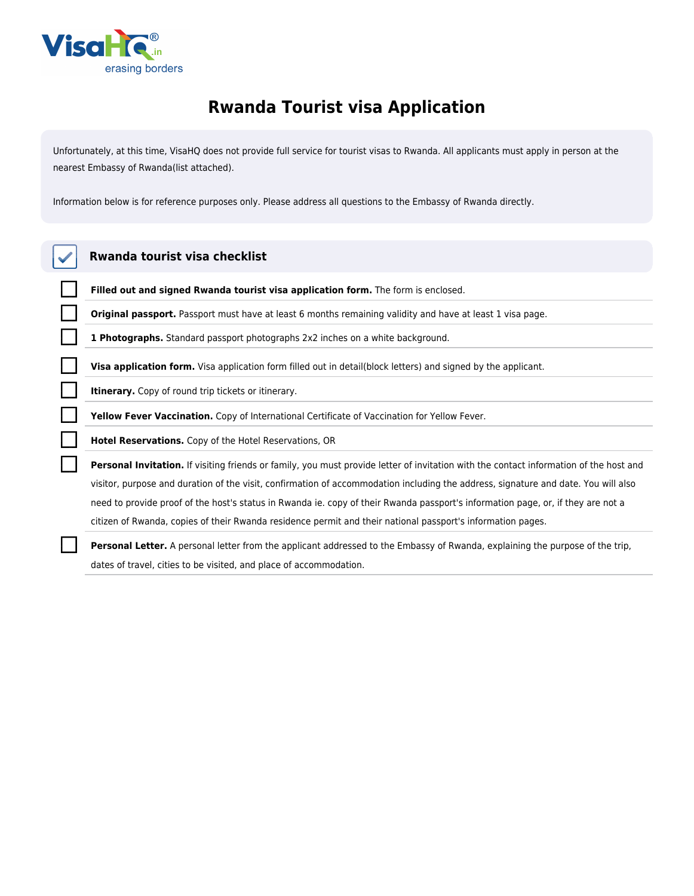# Rwanda Tourist visa Application

Unfortunately, at this time, VisaHQ does not provide full service for tourist visas to Rwanda. All applicants must apply in person at the nearest Embassy of Rwanda(list attached).

Information below is for reference purposes only. Please address all questions to the Embassy of Rwanda directly.

## Rwanda tourist visa checklist

- [ ] **Filled out and signed Rwanda tourist visa application form.** The form is enclosed.
- [ ] **Original passport.** Passport must have at least 6 months remaining validity and have at least 1 visa page.
- [ ] **1 Photographs.** Standard passport photographs 2x2 inches on a white background.
- [ ] **Visa application form.** Visa application form filled out in detail(block letters) and signed by the applicant.
- [ ] **Itinerary.** Copy of round trip tickets or itinerary.
- [ ] **Yellow Fever Vaccination.** Copy of International Certificate of Vaccination for Yellow Fever.
- [ ] **Hotel Reservations.** Copy of the Hotel Reservations, OR
- [ ] **Personal Invitation.** If visiting friends or family, you must provide letter of invitation with the contact information of the host and visitor, purpose and duration of the visit, confirmation of accommodation including the address, signature and date. You will also need to provide proof of the host's status in Rwanda ie. copy of their Rwanda passport's information page, or, if they are not a citizen of Rwanda, copies of their Rwanda residence permit and their national passport's information pages.
- [ ] **Personal Letter.** A personal letter from the applicant addressed to the Embassy of Rwanda, explaining the purpose of the trip, dates of travel, cities to be visited, and place of accommodation.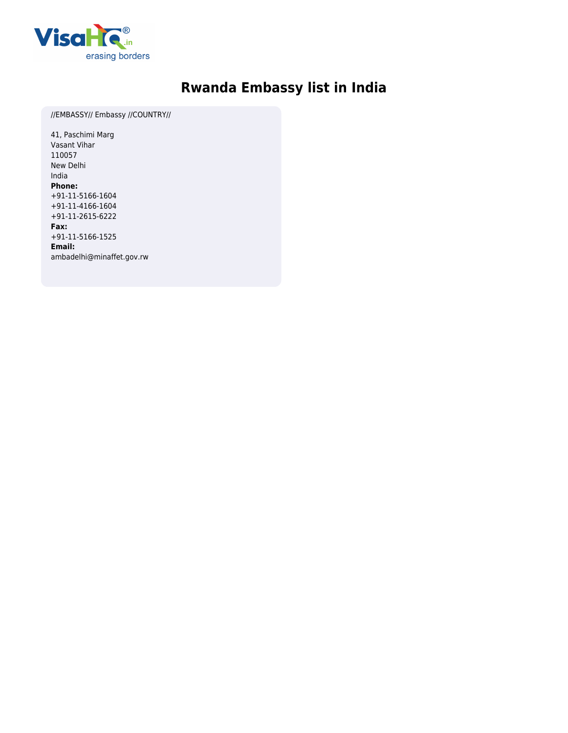# Rwanda Embassy list in India

//EMBASSY// Embassy //COUNTRY//

41, Paschimi Marg
Vasant Vihar
110057
New Delhi
India

**Phone:**
+91-11-5166-1604
+91-11-4166-1604
+91-11-2615-6222

**Fax:**
+91-11-5166-1525

**Email:**
ambadelhi@minaffet.gov.rw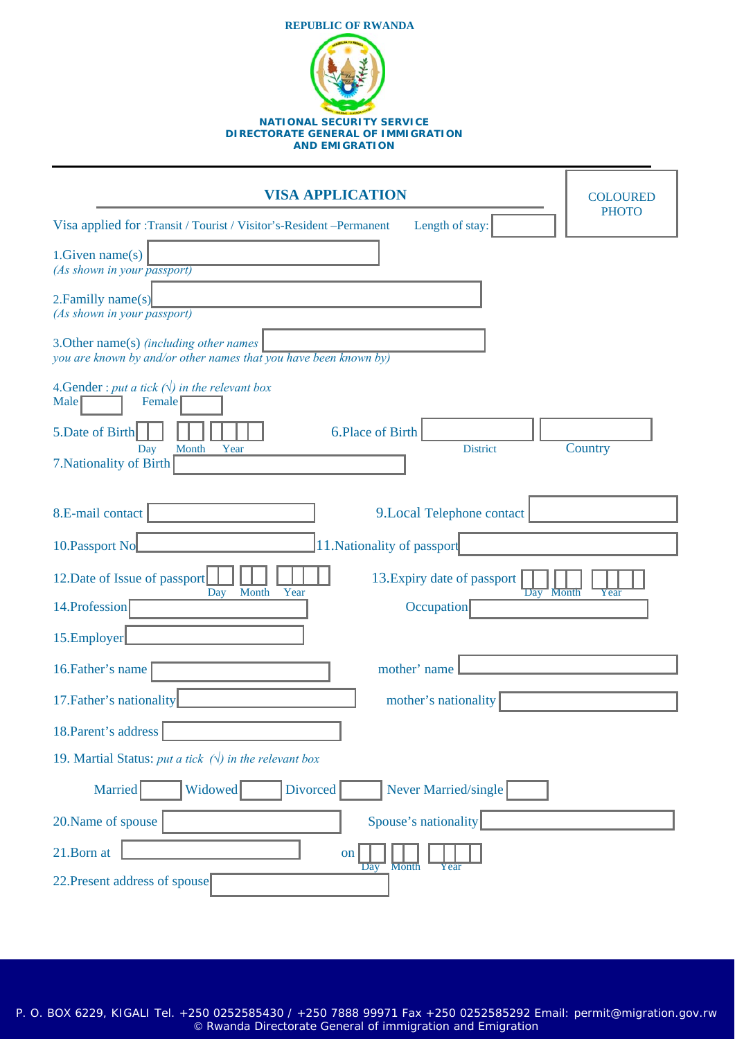**REPUBLIC OF RWANDA**

**NATIONAL SECURITY SERVICE**
**DIRECTORATE GENERAL OF IMMIGRATION AND EMIGRATION**

## VISA APPLICATION

COLOURED PHOTO

Visa applied for :Transit / Tourist / Visitor's-Resident –Permanent Length of stay: ____

1.Given name(s) ____
*(As shown in your passport)*

2.Familly name(s) ____
*(As shown in your passport)*

3.Other name(s) *(including other names you are known by and/or other names that you have been known by)* ____

4.Gender : *put a tick (√) in the relevant box*
Male ____ Female ____

5.Date of Birth ____ Day ____ Month ____ Year ____

6.Place of Birth ____ District ____ Country ____

7.Nationality of Birth ____

8.E-mail contact ____

9.Local Telephone contact ____

10.Passport No ____

11.Nationality of passport ____

12.Date of Issue of passport ____ Day ____ Month ____ Year ____

13.Expiry date of passport ____ Day ____ Month ____ Year ____

14.Profession ____ Occupation ____

15.Employer ____

16.Father's name ____ mother' name ____

17.Father's nationality ____ mother's nationality ____

18.Parent's address ____

19. Martial Status: *put a tick (√) in the relevant box*

Married ____ Widowed ____ Divorced ____ Never Married/single ____

20.Name of spouse ____ Spouse's nationality ____

21.Born at ____ on ____ Day ____ Month ____ Year ____

22.Present address of spouse ____

P. O. BOX 6229, KIGALI Tel. +250 0252585430 / +250 7888 99971 Fax +250 0252585292 Email: permit@migration.gov.rw
© Rwanda Directorate General of immigration and Emigration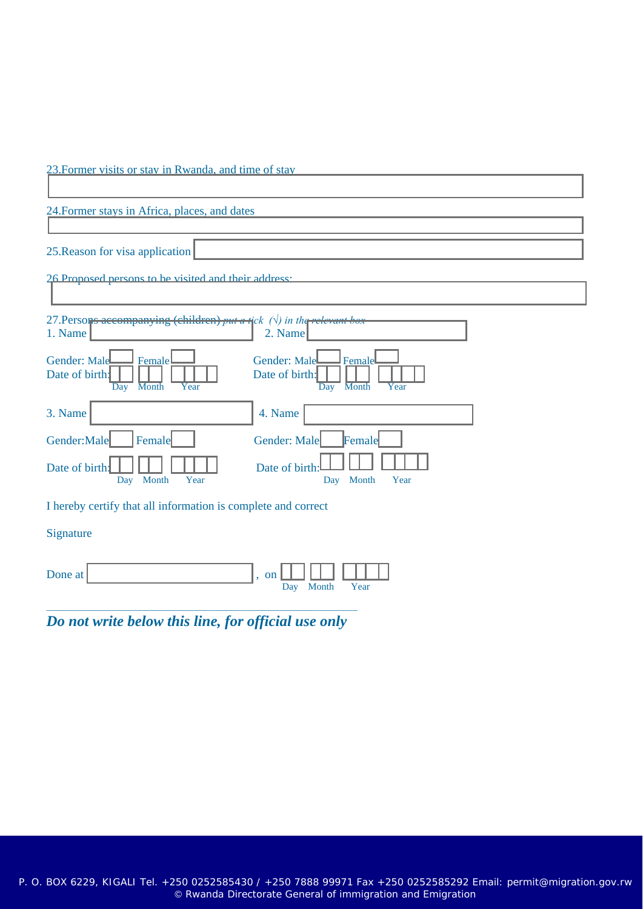23.Former visits or stay in Rwanda, and time of stay

24.Former stays in Africa, places, and dates

25.Reason for visa application

26.Proposed persons to be visited and their address:

27.Persons accompanying (children) *put a tick (√) in the relevant box*

1. Name

Gender: Male Female

Date of birth: Day Month Year

2. Name

Gender: Male Female

Date of birth: Day Month Year

3. Name

Gender:Male Female

Date of birth: Day Month Year

4. Name

Gender: Male Female

Date of birth: Day Month Year

I hereby certify that all information is complete and correct

Signature

Done at , on Day Month Year

***Do not write below this line, for official use only***

P. O. BOX 6229, KIGALI Tel. +250 0252585430 / +250 7888 99971 Fax +250 0252585292 Email: permit@migration.gov.rw
© Rwanda Directorate General of immigration and Emigration